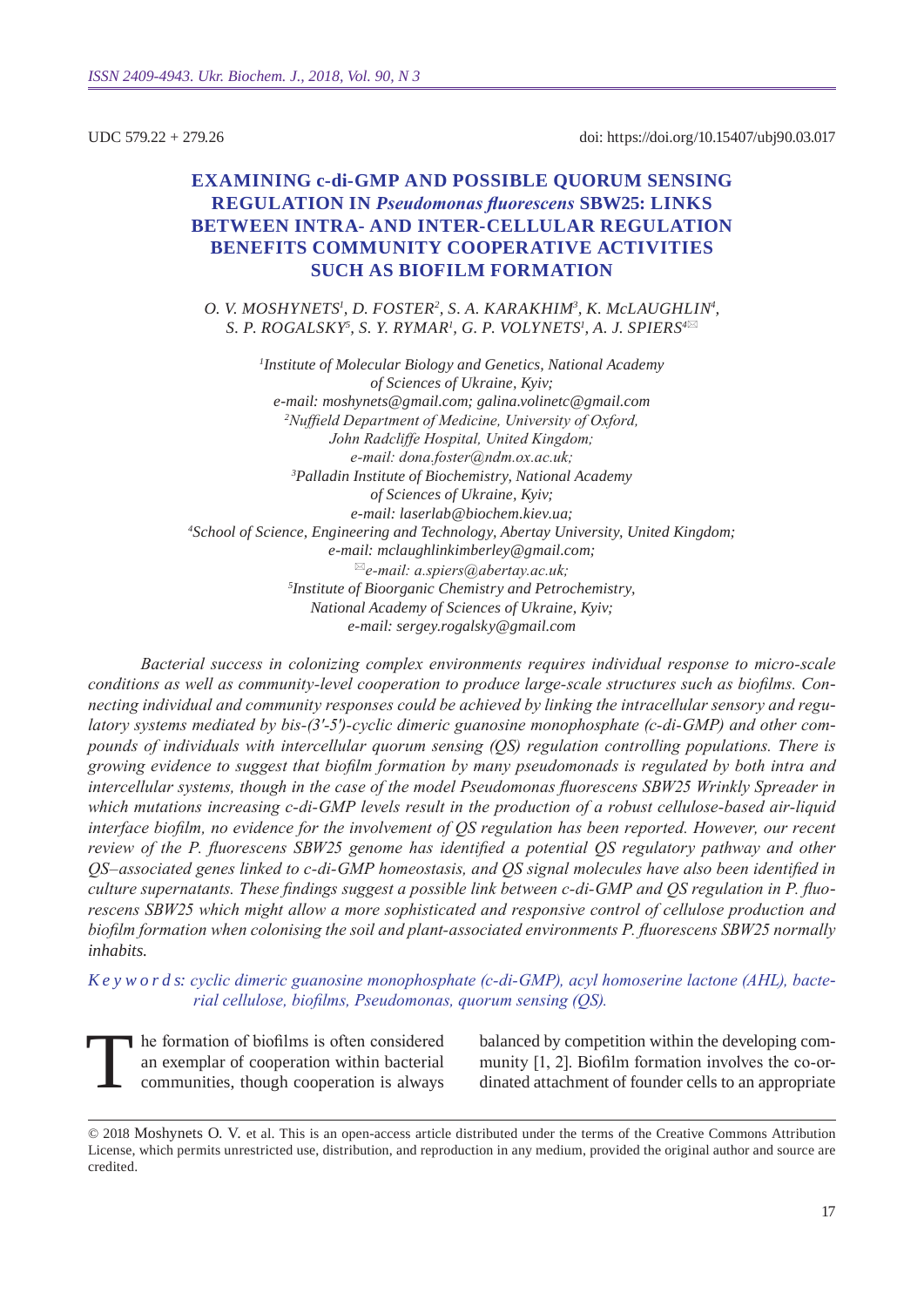UDC 579.22 + 279.26

doi: https://doi.org/10.15407/ubj90.03.017

# EXAMINING c-di-GMP AND POSSIBLE QUORUM SENSING REGULATION IN *Pseudomonas fluorescens* SBW25: LINKS BETWEEN INTRA- AND INTER-CELLULAR REGULATION BENEFITS COMMUNITY COOPERATIVE ACTIVITIES SUCH AS BIOFILM FORMATION

*O. V. MOSHYNETS[1], D. FOSTER[2], S. A. KARAKHIM[3], K. McLAUGHLIN[4], S. P. ROGALSKY[5], S. Y. RYMAR[1], G. P. VOLYNETS[1], A. J. SPIERS[4]✉*

*[1]Institute of Molecular Biology and Genetics, National Academy of Sciences of Ukraine, Kyiv;*
*e-mail: moshynets@gmail.com; galina.volinetc@gmail.com*
*[2]Nuffield Department of Medicine, University of Oxford, John Radcliffe Hospital, United Kingdom;*
*e-mail: dona.foster@ndm.ox.ac.uk;*
*[3]Palladin Institute of Biochemistry, National Academy of Sciences of Ukraine, Kyiv;*
*e-mail: laserlab@biochem.kiev.ua;*
*[4]School of Science, Engineering and Technology, Abertay University, United Kingdom;*
*e-mail: mclaughlinkimberley@gmail.com;*
*✉e-mail: a.spiers@abertay.ac.uk;*
*[5]Institute of Bioorganic Chemistry and Petrochemistry, National Academy of Sciences of Ukraine, Kyiv;*
*e-mail: sergey.rogalsky@gmail.com*

*Bacterial success in colonizing complex environments requires individual response to micro-scale conditions as well as community-level cooperation to produce large-scale structures such as biofilms. Connecting individual and community responses could be achieved by linking the intracellular sensory and regulatory systems mediated by bis-(3'-5')-cyclic dimeric guanosine monophosphate (c-di-GMP) and other compounds of individuals with intercellular quorum sensing (QS) regulation controlling populations. There is growing evidence to suggest that biofilm formation by many pseudomonads is regulated by both intra and intercellular systems, though in the case of the model Pseudomonas fluorescens SBW25 Wrinkly Spreader in which mutations increasing c-di-GMP levels result in the production of a robust cellulose-based air-liquid interface biofilm, no evidence for the involvement of QS regulation has been reported. However, our recent review of the P. fluorescens SBW25 genome has identified a potential QS regulatory pathway and other QS–associated genes linked to c-di-GMP homeostasis, and QS signal molecules have also been identified in culture supernatants. These findings suggest a possible link between c-di-GMP and QS regulation in P. fluorescens SBW25 which might allow a more sophisticated and responsive control of cellulose production and biofilm formation when colonising the soil and plant-associated environments P. fluorescens SBW25 normally inhabits.*

*Keywords: cyclic dimeric guanosine monophosphate (c-di-GMP), acyl homoserine lactone (AHL), bacterial cellulose, biofilms, Pseudomonas, quorum sensing (QS).*

The formation of biofilms is often considered an exemplar of cooperation within bacterial communities, though cooperation is always balanced by competition within the developing community [1, 2]. Biofilm formation involves the co-ordinated attachment of founder cells to an appropriate

© 2018 Moshynets O. V. et al. This is an open-access article distributed under the terms of the Creative Commons Attribution License, which permits unrestricted use, distribution, and reproduction in any medium, provided the original author and source are credited.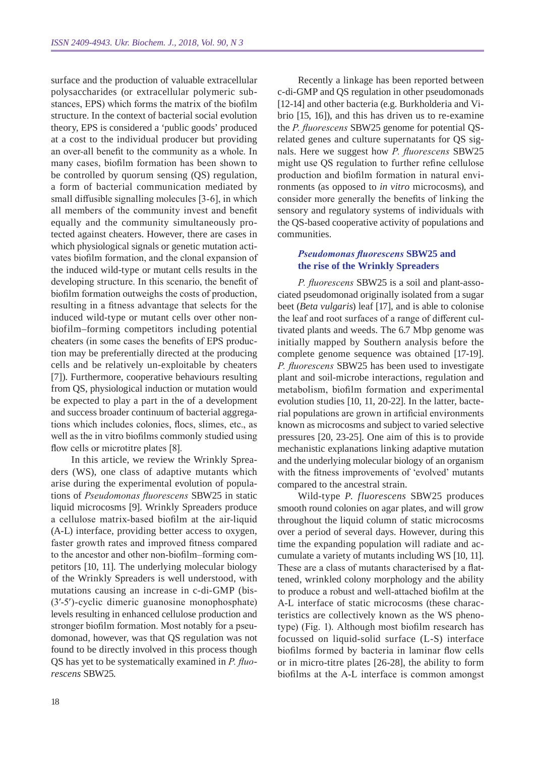surface and the production of valuable extracellular polysaccharides (or extracellular polymeric substances, EPS) which forms the matrix of the biofilm structure. In the context of bacterial social evolution theory, EPS is considered a 'public goods' produced at a cost to the individual producer but providing an over-all benefit to the community as a whole. In many cases, biofilm formation has been shown to be controlled by quorum sensing (QS) regulation, a form of bacterial communication mediated by small diffusible signalling molecules [3-6], in which all members of the community invest and benefit equally and the community simultaneously protected against cheaters. However, there are cases in which physiological signals or genetic mutation activates biofilm formation, and the clonal expansion of the induced wild-type or mutant cells results in the developing structure. In this scenario, the benefit of biofilm formation outweighs the costs of production, resulting in a fitness advantage that selects for the induced wild-type or mutant cells over other non-biofilm–forming competitors including potential cheaters (in some cases the benefits of EPS production may be preferentially directed at the producing cells and be relatively un-exploitable by cheaters [7]). Furthermore, cooperative behaviours resulting from QS, physiological induction or mutation would be expected to play a part in the of a development and success broader continuum of bacterial aggregations which includes colonies, flocs, slimes, etc., as well as the in vitro biofilms commonly studied using flow cells or microtitre plates [8].

In this article, we review the Wrinkly Spreaders (WS), one class of adaptive mutants which arise during the experimental evolution of populations of *Pseudomonas fluorescens* SBW25 in static liquid microcosms [9]. Wrinkly Spreaders produce a cellulose matrix-based biofilm at the air-liquid (A-L) interface, providing better access to oxygen, faster growth rates and improved fitness compared to the ancestor and other non-biofilm–forming competitors [10, 11]. The underlying molecular biology of the Wrinkly Spreaders is well understood, with mutations causing an increase in c-di-GMP (bis-(3′-5′)-cyclic dimeric guanosine monophosphate) levels resulting in enhanced cellulose production and stronger biofilm formation. Most notably for a pseudomonad, however, was that QS regulation was not found to be directly involved in this process though QS has yet to be systematically examined in *P. fluorescens* SBW25.

Recently a linkage has been reported between c-di-GMP and QS regulation in other pseudomonads [12-14] and other bacteria (e.g. Burkholderia and Vibrio [15, 16]), and this has driven us to re-examine the *P. fluorescens* SBW25 genome for potential QS-related genes and culture supernatants for QS signals. Here we suggest how *P. fluorescens* SBW25 might use QS regulation to further refine cellulose production and biofilm formation in natural environments (as opposed to *in vitro* microcosms), and consider more generally the benefits of linking the sensory and regulatory systems of individuals with the QS-based cooperative activity of populations and communities.

## *Pseudomonas fluorescens* SBW25 and the rise of the Wrinkly Spreaders

*P. fluorescens* SBW25 is a soil and plant-associated pseudomonad originally isolated from a sugar beet (*Beta vulgaris*) leaf [17], and is able to colonise the leaf and root surfaces of a range of different cultivated plants and weeds. The 6.7 Mbp genome was initially mapped by Southern analysis before the complete genome sequence was obtained [17-19]. *P. fluorescens* SBW25 has been used to investigate plant and soil-microbe interactions, regulation and metabolism, biofilm formation and experimental evolution studies [10, 11, 20-22]. In the latter, bacterial populations are grown in artificial environments known as microcosms and subject to varied selective pressures [20, 23-25]. One aim of this is to provide mechanistic explanations linking adaptive mutation and the underlying molecular biology of an organism with the fitness improvements of 'evolved' mutants compared to the ancestral strain.

Wild-type *P. fluorescens* SBW25 produces smooth round colonies on agar plates, and will grow throughout the liquid column of static microcosms over a period of several days. However, during this time the expanding population will radiate and accumulate a variety of mutants including WS [10, 11]. These are a class of mutants characterised by a flattened, wrinkled colony morphology and the ability to produce a robust and well-attached biofilm at the A-L interface of static microcosms (these characteristics are collectively known as the WS phenotype) (Fig. 1). Although most biofilm research has focussed on liquid-solid surface (L-S) interface biofilms formed by bacteria in laminar flow cells or in micro-titre plates [26-28], the ability to form biofilms at the A-L interface is common amongst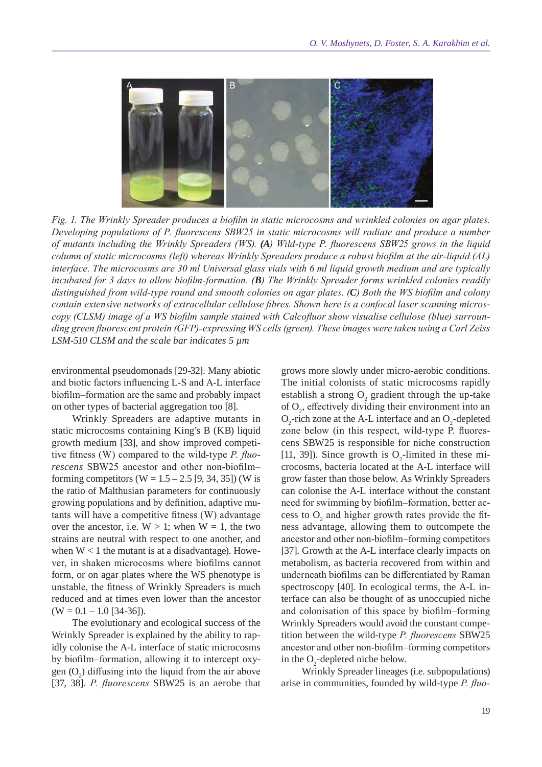*Fig. 1. The Wrinkly Spreader produces a biofilm in static microcosms and wrinkled colonies on agar plates. Developing populations of P. fluorescens SBW25 in static microcosms will radiate and produce a number of mutants including the Wrinkly Spreaders (WS).* ***(A)*** *Wild-type P. fluorescens SBW25 grows in the liquid column of static microcosms (left) whereas Wrinkly Spreaders produce a robust biofilm at the air-liquid (AL) interface. The microcosms are 30 ml Universal glass vials with 6 ml liquid growth medium and are typically incubated for 3 days to allow biofilm-formation.* ***(B)*** *The Wrinkly Spreader forms wrinkled colonies readily distinguished from wild-type round and smooth colonies on agar plates.* ***(C)*** *Both the WS biofilm and colony contain extensive networks of extracellular cellulose fibres. Shown here is a confocal laser scanning microscopy (CLSM) image of a WS biofilm sample stained with Calcofluor show visualise cellulose (blue) surrounding green fluorescent protein (GFP)-expressing WS cells (green). These images were taken using a Carl Zeiss LSM-510 CLSM and the scale bar indicates 5 µm*

environmental pseudomonads [29-32]. Many abiotic and biotic factors influencing L-S and A-L interface biofilm–formation are the same and probably impact on other types of bacterial aggregation too [8].

Wrinkly Spreaders are adaptive mutants in static microcosms containing King's B (KB) liquid growth medium [33], and show improved competitive fitness (W) compared to the wild-type *P. fluorescens* SBW25 ancestor and other non-biofilm–forming competitors (W = 1.5 – 2.5 [9, 34, 35]) (W is the ratio of Malthusian parameters for continuously growing populations and by definition, adaptive mutants will have a competitive fitness (W) advantage over the ancestor, i.e. W > 1; when W = 1, the two strains are neutral with respect to one another, and when W < 1 the mutant is at a disadvantage). However, in shaken microcosms where biofilms cannot form, or on agar plates where the WS phenotype is unstable, the fitness of Wrinkly Spreaders is much reduced and at times even lower than the ancestor (W = 0.1 – 1.0 [34-36]).

The evolutionary and ecological success of the Wrinkly Spreader is explained by the ability to rapidly colonise the A-L interface of static microcosms by biofilm–formation, allowing it to intercept oxygen ($O_2$) diffusing into the liquid from the air above [37, 38]. *P. fluorescens* SBW25 is an aerobe that grows more slowly under micro-aerobic conditions. The initial colonists of static microcosms rapidly establish a strong $O_2$ gradient through the up-take of $O_2$, effectively dividing their environment into an $O_2$-rich zone at the A-L interface and an $O_2$-depleted zone below (in this respect, wild-type P. fluorescens SBW25 is responsible for niche construction [11, 39]). Since growth is $O_2$-limited in these microcosms, bacteria located at the A-L interface will grow faster than those below. As Wrinkly Spreaders can colonise the A-L interface without the constant need for swimming by biofilm–formation, better access to $O_2$ and higher growth rates provide the fitness advantage, allowing them to outcompete the ancestor and other non-biofilm–forming competitors [37]. Growth at the A-L interface clearly impacts on metabolism, as bacteria recovered from within and underneath biofilms can be differentiated by Raman spectroscopy [40]. In ecological terms, the A-L interface can also be thought of as unoccupied niche and colonisation of this space by biofilm–forming Wrinkly Spreaders would avoid the constant competition between the wild-type *P. fluorescens* SBW25 ancestor and other non-biofilm–forming competitors in the $O_2$-depleted niche below.

Wrinkly Spreader lineages (i.e. subpopulations) arise in communities, founded by wild-type *P. fluo-*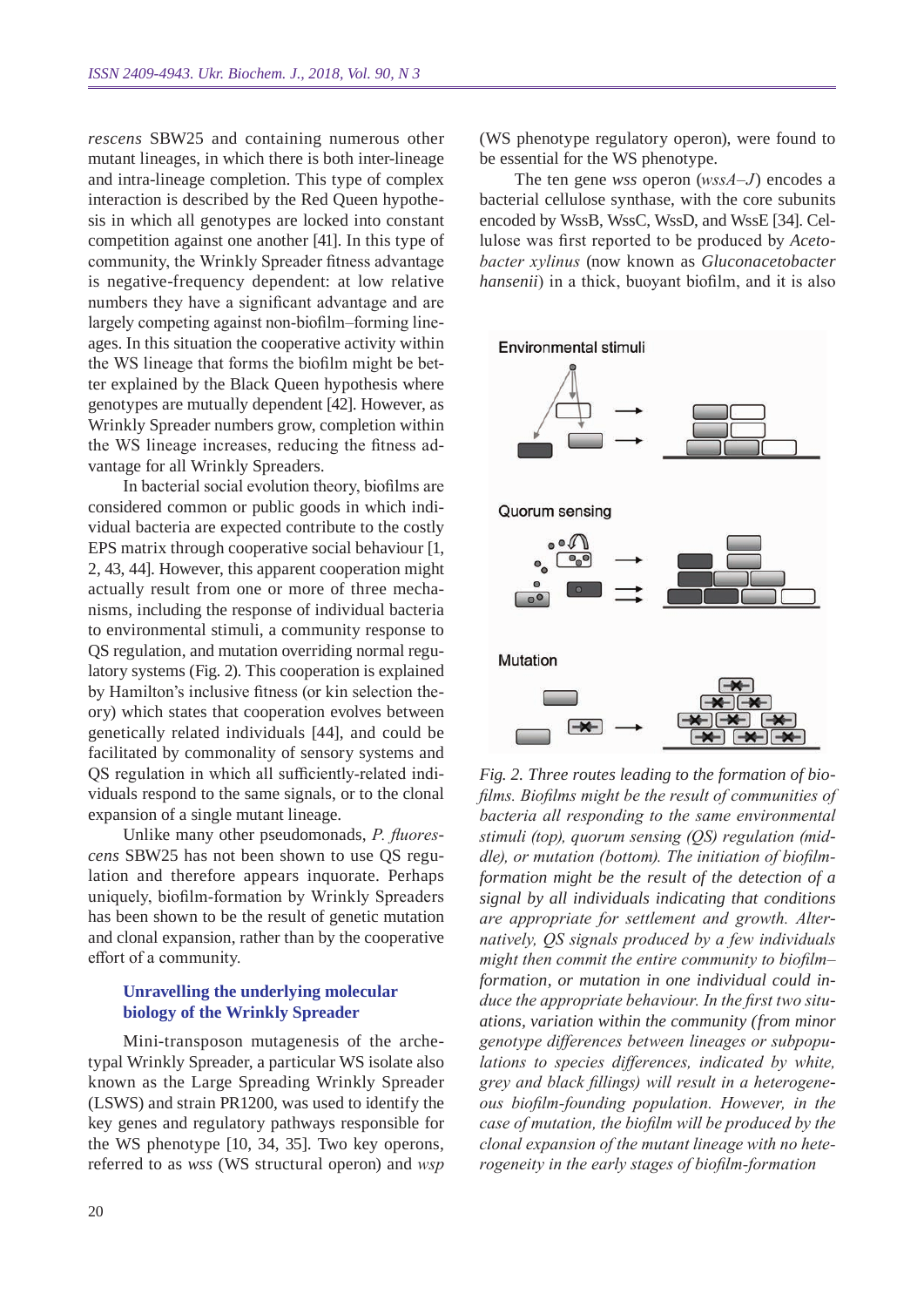*rescens* SBW25 and containing numerous other mutant lineages, in which there is both inter-lineage and intra-lineage completion. This type of complex interaction is described by the Red Queen hypothesis in which all genotypes are locked into constant competition against one another [41]. In this type of community, the Wrinkly Spreader fitness advantage is negative-frequency dependent: at low relative numbers they have a significant advantage and are largely competing against non-biofilm–forming lineages. In this situation the cooperative activity within the WS lineage that forms the biofilm might be better explained by the Black Queen hypothesis where genotypes are mutually dependent [42]. However, as Wrinkly Spreader numbers grow, completion within the WS lineage increases, reducing the fitness advantage for all Wrinkly Spreaders.

In bacterial social evolution theory, biofilms are considered common or public goods in which individual bacteria are expected contribute to the costly EPS matrix through cooperative social behaviour [1, 2, 43, 44]. However, this apparent cooperation might actually result from one or more of three mechanisms, including the response of individual bacteria to environmental stimuli, a community response to QS regulation, and mutation overriding normal regulatory systems (Fig. 2). This cooperation is explained by Hamilton's inclusive fitness (or kin selection theory) which states that cooperation evolves between genetically related individuals [44], and could be facilitated by commonality of sensory systems and QS regulation in which all sufficiently-related individuals respond to the same signals, or to the clonal expansion of a single mutant lineage.

Unlike many other pseudomonads, *P. fluorescens* SBW25 has not been shown to use QS regulation and therefore appears inquorate. Perhaps uniquely, biofilm-formation by Wrinkly Spreaders has been shown to be the result of genetic mutation and clonal expansion, rather than by the cooperative effort of a community.

## Unravelling the underlying molecular biology of the Wrinkly Spreader

Mini-transposon mutagenesis of the archetypal Wrinkly Spreader, a particular WS isolate also known as the Large Spreading Wrinkly Spreader (LSWS) and strain PR1200, was used to identify the key genes and regulatory pathways responsible for the WS phenotype [10, 34, 35]. Two key operons, referred to as *wss* (WS structural operon) and *wsp* (WS phenotype regulatory operon), were found to be essential for the WS phenotype.

The ten gene *wss* operon (*wssA–J*) encodes a bacterial cellulose synthase, with the core subunits encoded by WssB, WssC, WssD, and WssE [34]. Cellulose was first reported to be produced by *Acetobacter xylinus* (now known as *Gluconacetobacter hansenii*) in a thick, buoyant biofilm, and it is also

*Fig. 2. Three routes leading to the formation of biofilms. Biofilms might be the result of communities of bacteria all responding to the same environmental stimuli (top), quorum sensing (QS) regulation (middle), or mutation (bottom). The initiation of biofilm-formation might be the result of the detection of a signal by all individuals indicating that conditions are appropriate for settlement and growth. Alternatively, QS signals produced by a few individuals might then commit the entire community to biofilm–formation, or mutation in one individual could induce the appropriate behaviour. In the first two situations, variation within the community (from minor genotype differences between lineages or subpopulations to species differences, indicated by white, grey and black fillings) will result in a heterogeneous biofilm-founding population. However, in the case of mutation, the biofilm will be produced by the clonal expansion of the mutant lineage with no heterogeneity in the early stages of biofilm-formation*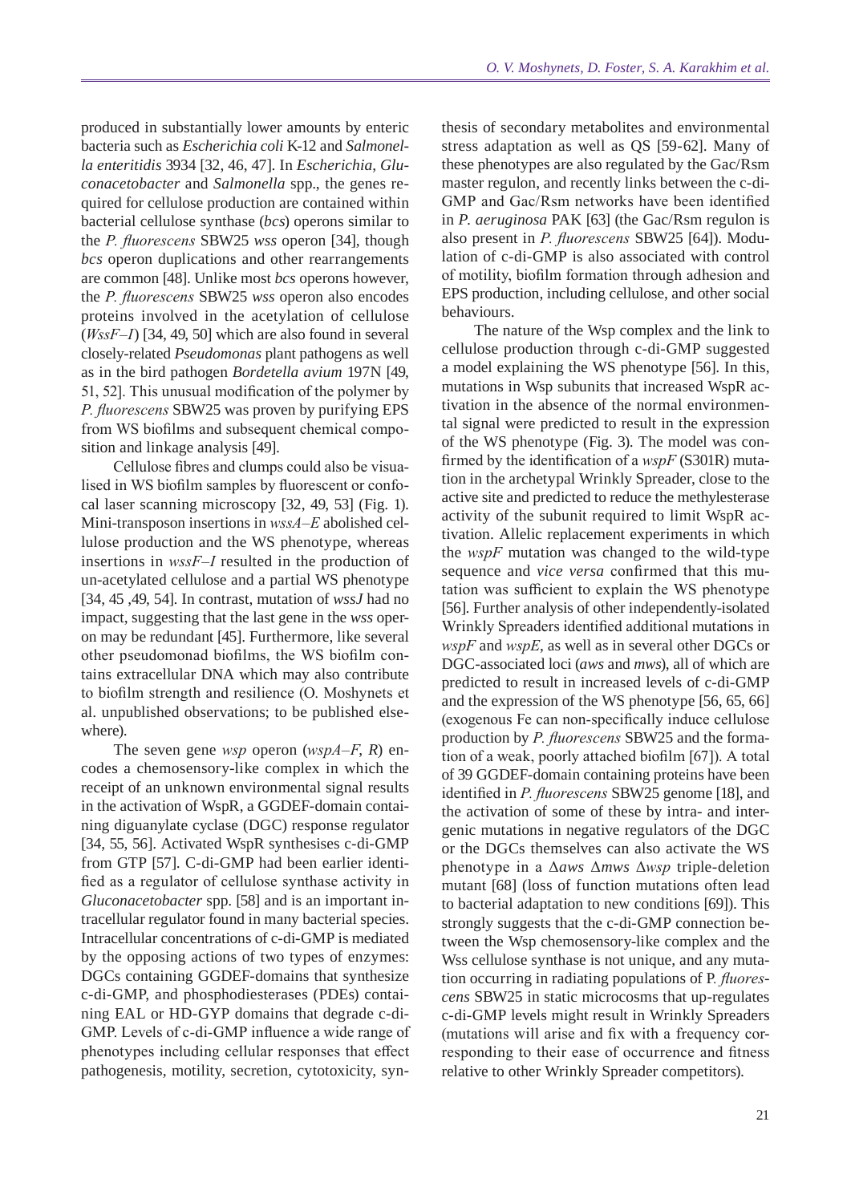produced in substantially lower amounts by enteric bacteria such as *Escherichia coli* K-12 and *Salmonella enteritidis* 3934 [32, 46, 47]. In *Escherichia*, *Gluconacetobacter* and *Salmonella* spp., the genes required for cellulose production are contained within bacterial cellulose synthase (*bcs*) operons similar to the *P. fluorescens* SBW25 *wss* operon [34], though *bcs* operon duplications and other rearrangements are common [48]. Unlike most *bcs* operons however, the *P. fluorescens* SBW25 *wss* operon also encodes proteins involved in the acetylation of cellulose (*WssF–I*) [34, 49, 50] which are also found in several closely-related *Pseudomonas* plant pathogens as well as in the bird pathogen *Bordetella avium* 197N [49, 51, 52]. This unusual modification of the polymer by *P. fluorescens* SBW25 was proven by purifying EPS from WS biofilms and subsequent chemical composition and linkage analysis [49].

Cellulose fibres and clumps could also be visualised in WS biofilm samples by fluorescent or confocal laser scanning microscopy [32, 49, 53] (Fig. 1). Mini-transposon insertions in *wssA–E* abolished cellulose production and the WS phenotype, whereas insertions in *wssF–I* resulted in the production of un-acetylated cellulose and a partial WS phenotype [34, 45 ,49, 54]. In contrast, mutation of *wssJ* had no impact, suggesting that the last gene in the *wss* operon may be redundant [45]. Furthermore, like several other pseudomonad biofilms, the WS biofilm contains extracellular DNA which may also contribute to biofilm strength and resilience (O. Moshynets et al. unpublished observations; to be published elsewhere).

The seven gene *wsp* operon (*wspA–F*, *R*) encodes a chemosensory-like complex in which the receipt of an unknown environmental signal results in the activation of WspR, a GGDEF-domain containing diguanylate cyclase (DGC) response regulator [34, 55, 56]. Activated WspR synthesises c-di-GMP from GTP [57]. C-di-GMP had been earlier identified as a regulator of cellulose synthase activity in *Gluconacetobacter* spp. [58] and is an important intracellular regulator found in many bacterial species. Intracellular concentrations of c-di-GMP is mediated by the opposing actions of two types of enzymes: DGCs containing GGDEF-domains that synthesize c-di-GMP, and phosphodiesterases (PDEs) containing EAL or HD-GYP domains that degrade c-di-GMP. Levels of c-di-GMP influence a wide range of phenotypes including cellular responses that effect pathogenesis, motility, secretion, cytotoxicity, synthesis of secondary metabolites and environmental stress adaptation as well as QS [59-62]. Many of these phenotypes are also regulated by the Gac/Rsm master regulon, and recently links between the c-di-GMP and Gac/Rsm networks have been identified in *P. aeruginosa* PAK [63] (the Gac/Rsm regulon is also present in *P. fluorescens* SBW25 [64]). Modulation of c-di-GMP is also associated with control of motility, biofilm formation through adhesion and EPS production, including cellulose, and other social behaviours.

The nature of the Wsp complex and the link to cellulose production through c-di-GMP suggested a model explaining the WS phenotype [56]. In this, mutations in Wsp subunits that increased WspR activation in the absence of the normal environmental signal were predicted to result in the expression of the WS phenotype (Fig. 3). The model was confirmed by the identification of a *wspF* (S301R) mutation in the archetypal Wrinkly Spreader, close to the active site and predicted to reduce the methylesterase activity of the subunit required to limit WspR activation. Allelic replacement experiments in which the *wspF* mutation was changed to the wild-type sequence and *vice versa* confirmed that this mutation was sufficient to explain the WS phenotype [56]. Further analysis of other independently-isolated Wrinkly Spreaders identified additional mutations in *wspF* and *wspE*, as well as in several other DGCs or DGC-associated loci (*aws* and *mws*), all of which are predicted to result in increased levels of c-di-GMP and the expression of the WS phenotype [56, 65, 66] (exogenous Fe can non-specifically induce cellulose production by *P. fluorescens* SBW25 and the formation of a weak, poorly attached biofilm [67]). A total of 39 GGDEF-domain containing proteins have been identified in *P. fluorescens* SBW25 genome [18], and the activation of some of these by intra- and intergenic mutations in negative regulators of the DGC or the DGCs themselves can also activate the WS phenotype in a Δ*aws* Δ*mws* Δ*wsp* triple-deletion mutant [68] (loss of function mutations often lead to bacterial adaptation to new conditions [69]). This strongly suggests that the c-di-GMP connection between the Wsp chemosensory-like complex and the Wss cellulose synthase is not unique, and any mutation occurring in radiating populations of P. *fluorescens* SBW25 in static microcosms that up-regulates c-di-GMP levels might result in Wrinkly Spreaders (mutations will arise and fix with a frequency corresponding to their ease of occurrence and fitness relative to other Wrinkly Spreader competitors).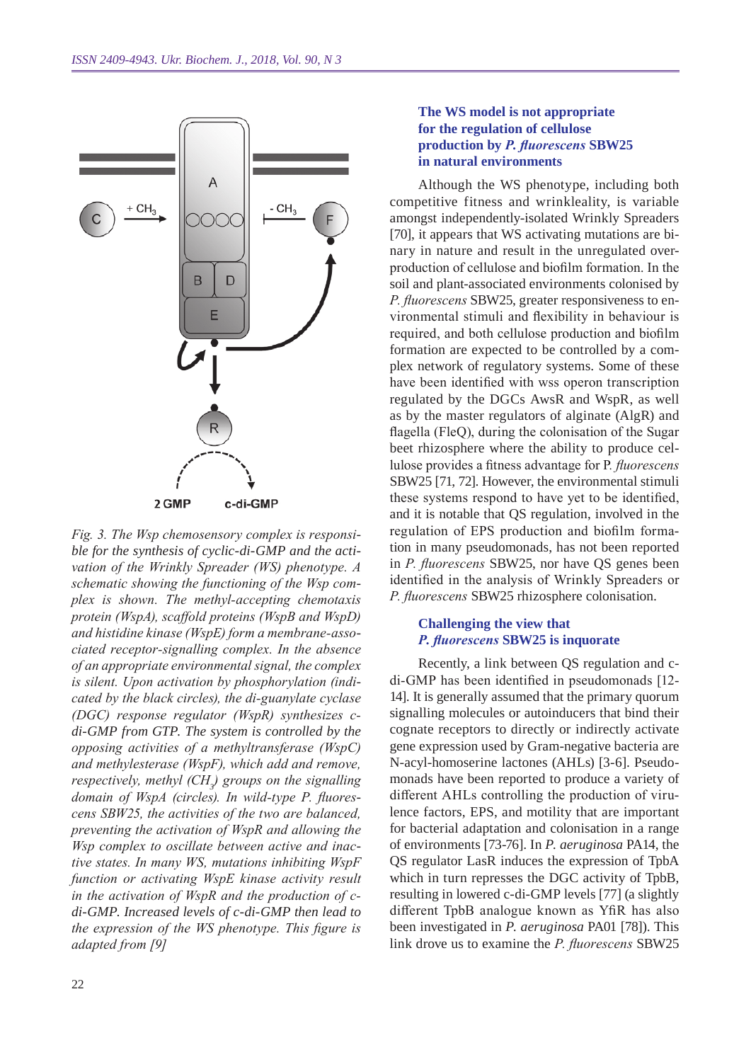Fig. 3. The Wsp chemosensory complex is responsible for the synthesis of cyclic-di-GMP and the activation of the Wrinkly Spreader (WS) phenotype. A schematic showing the functioning of the Wsp complex is shown. The methyl-accepting chemotaxis protein (WspA), scaffold proteins (WspB and WspD) and histidine kinase (WspE) form a membrane-associated receptor-signalling complex. In the absence of an appropriate environmental signal, the complex is silent. Upon activation by phosphorylation (indicated by the black circles), the di-guanylate cyclase (DGC) response regulator (WspR) synthesizes c-di-GMP from GTP. The system is controlled by the opposing activities of a methyltransferase (WspC) and methylesterase (WspF), which add and remove, respectively, methyl ($CH_3$) groups on the signalling domain of WspA (circles). In wild-type *P. fluorescens SBW25*, the activities of the two are balanced, preventing the activation of WspR and allowing the Wsp complex to oscillate between active and inactive states. In many WS, mutations inhibiting WspF function or activating WspE kinase activity result in the activation of WspR and the production of c-di-GMP. Increased levels of c-di-GMP then lead to the expression of the WS phenotype. This figure is adapted from [9]

## The WS model is not appropriate for the regulation of cellulose production by *P. fluorescens* SBW25 in natural environments

Although the WS phenotype, including both competitive fitness and wrinklеality, is variable amongst independently-isolated Wrinkly Spreaders [70], it appears that WS activating mutations are binary in nature and result in the unregulated overproduction of cellulose and biofilm formation. In the soil and plant-associated environments colonised by *P. fluorescens* SBW25, greater responsiveness to environmental stimuli and flexibility in behaviour is required, and both cellulose production and biofilm formation are expected to be controlled by a complex network of regulatory systems. Some of these have been identified with wss operon transcription regulated by the DGCs AwsR and WspR, as well as by the master regulators of alginate (AlgR) and flagella (FleQ), during the colonisation of the Sugar beet rhizosphere where the ability to produce cellulose provides a fitness advantage for P. *fluorescens* SBW25 [71, 72]. However, the environmental stimuli these systems respond to have yet to be identified, and it is notable that QS regulation, involved in the regulation of EPS production and biofilm formation in many pseudomonads, has not been reported in *P. fluorescens* SBW25, nor have QS genes been identified in the analysis of Wrinkly Spreaders or *P. fluorescens* SBW25 rhizosphere colonisation.

## Challenging the view that *P. fluorescens* SBW25 is inquorate

Recently, a link between QS regulation and c-di-GMP has been identified in pseudomonads [12-14]. It is generally assumed that the primary quorum signalling molecules or autoinducers that bind their cognate receptors to directly or indirectly activate gene expression used by Gram-negative bacteria are N-acyl-homoserine lactones (AHLs) [3-6]. Pseudomonads have been reported to produce a variety of different AHLs controlling the production of virulence factors, EPS, and motility that are important for bacterial adaptation and colonisation in a range of environments [73-76]. In *P. aeruginosa* PA14, the QS regulator LasR induces the expression of TpbA which in turn represses the DGC activity of TpbB, resulting in lowered c-di-GMP levels [77] (a slightly different TpbB analogue known as YfiR has also been investigated in *P. aeruginosa* PA01 [78]). This link drove us to examine the *P. fluorescens* SBW25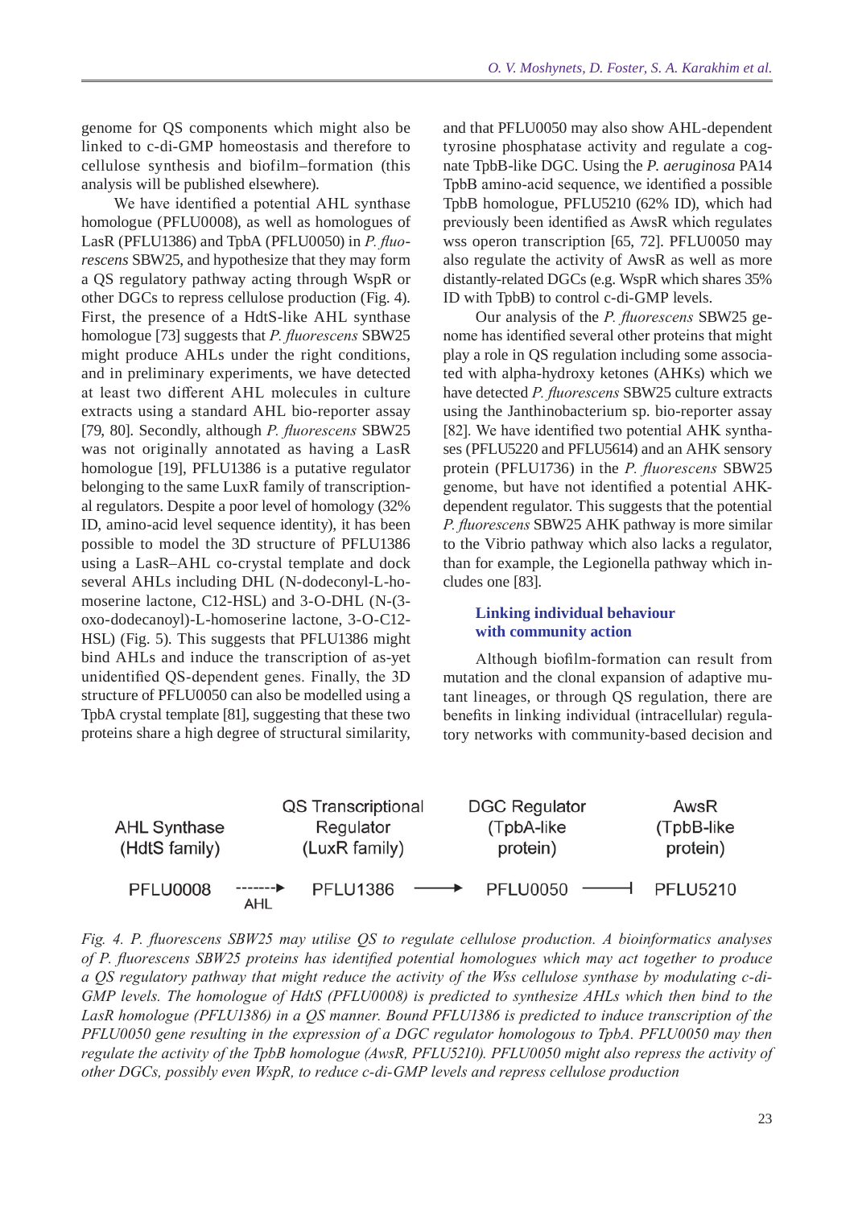genome for QS components which might also be linked to c-di-GMP homeostasis and therefore to cellulose synthesis and biofilm–formation (this analysis will be published elsewhere).

We have identified a potential AHL synthase homologue (PFLU0008), as well as homologues of LasR (PFLU1386) and TpbA (PFLU0050) in *P. fluorescens* SBW25, and hypothesize that they may form a QS regulatory pathway acting through WspR or other DGCs to repress cellulose production (Fig. 4). First, the presence of a HdtS-like AHL synthase homologue [73] suggests that *P. fluorescens* SBW25 might produce AHLs under the right conditions, and in preliminary experiments, we have detected at least two different AHL molecules in culture extracts using a standard AHL bio-reporter assay [79, 80]. Secondly, although *P. fluorescens* SBW25 was not originally annotated as having a LasR homologue [19], PFLU1386 is a putative regulator belonging to the same LuxR family of transcriptional regulators. Despite a poor level of homology (32% ID, amino-acid level sequence identity), it has been possible to model the 3D structure of PFLU1386 using a LasR–AHL co-crystal template and dock several AHLs including DHL (N-dodeconyl-L-homoserine lactone, C12-HSL) and 3-O-DHL (N-(3-oxo-dodecanoyl)-L-homoserine lactone, 3-O-C12-HSL) (Fig. 5). This suggests that PFLU1386 might bind AHLs and induce the transcription of as-yet unidentified QS-dependent genes. Finally, the 3D structure of PFLU0050 can also be modelled using a TpbA crystal template [81], suggesting that these two proteins share a high degree of structural similarity, and that PFLU0050 may also show AHL-dependent tyrosine phosphatase activity and regulate a cognate TpbB-like DGC. Using the *P. aeruginosa* PA14 TpbB amino-acid sequence, we identified a possible TpbB homologue, PFLU5210 (62% ID), which had previously been identified as AwsR which regulates wss operon transcription [65, 72]. PFLU0050 may also regulate the activity of AwsR as well as more distantly-related DGCs (e.g. WspR which shares 35% ID with TpbB) to control c-di-GMP levels.

Our analysis of the *P. fluorescens* SBW25 genome has identified several other proteins that might play a role in QS regulation including some associated with alpha-hydroxy ketones (AHKs) which we have detected *P. fluorescens* SBW25 culture extracts using the Janthinobacterium sp. bio-reporter assay [82]. We have identified two potential AHK synthases (PFLU5220 and PFLU5614) and an AHK sensory protein (PFLU1736) in the *P. fluorescens* SBW25 genome, but have not identified a potential AHK-dependent regulator. This suggests that the potential *P. fluorescens* SBW25 AHK pathway is more similar to the Vibrio pathway which also lacks a regulator, than for example, the Legionella pathway which includes one [83].

## Linking individual behaviour with community action

Although biofilm-formation can result from mutation and the clonal expansion of adaptive mutant lineages, or through QS regulation, there are benefits in linking individual (intracellular) regulatory networks with community-based decision and

| AHL Synthase (HdtS family) | | QS Transcriptional Regulator (LuxR family) | | DGC Regulator (TpbA-like protein) | | AwsR (TpbB-like protein) |
|---|---|---|---|---|---|---|
| PFLU0008 | ------→ AHL | PFLU1386 | → | PFLU0050 | ⊣ | PFLU5210 |

*Fig. 4. P. fluorescens SBW25 may utilise QS to regulate cellulose production. A bioinformatics analyses of P. fluorescens SBW25 proteins has identified potential homologues which may act together to produce a QS regulatory pathway that might reduce the activity of the Wss cellulose synthase by modulating c-di-GMP levels. The homologue of HdtS (PFLU0008) is predicted to synthesize AHLs which then bind to the LasR homologue (PFLU1386) in a QS manner. Bound PFLU1386 is predicted to induce transcription of the PFLU0050 gene resulting in the expression of a DGC regulator homologous to TpbA. PFLU0050 may then regulate the activity of the TpbB homologue (AwsR, PFLU5210). PFLU0050 might also repress the activity of other DGCs, possibly even WspR, to reduce c-di-GMP levels and repress cellulose production*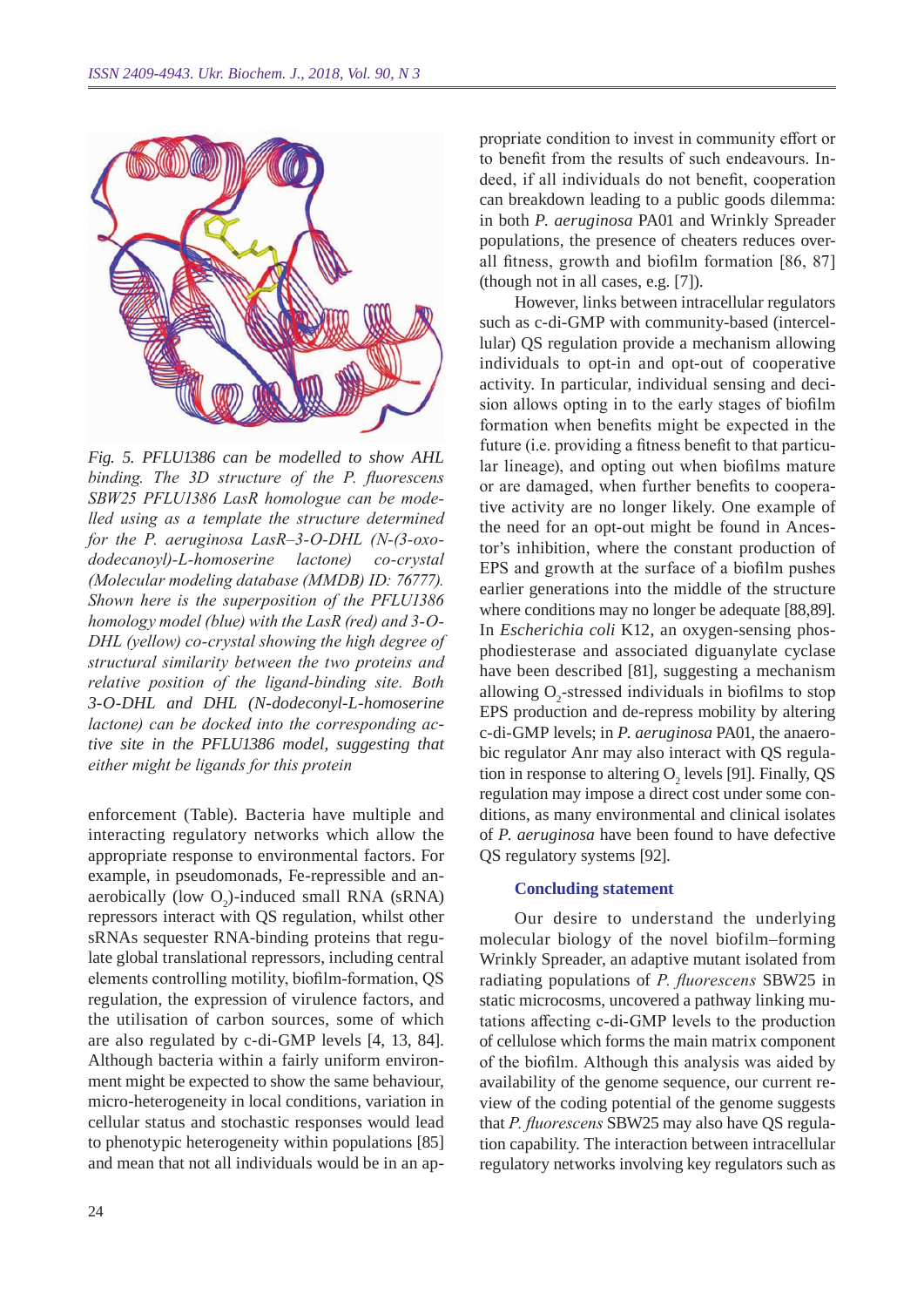*Fig. 5. PFLU1386 can be modelled to show AHL binding. The 3D structure of the P. fluorescens SBW25 PFLU1386 LasR homologue can be modelled using as a template the structure determined for the P. aeruginosa LasR–3-O-DHL (N-(3-oxo-dodecanoyl)-L-homoserine lactone) co-crystal (Molecular modeling database (MMDB) ID: 76777). Shown here is the superposition of the PFLU1386 homology model (blue) with the LasR (red) and 3-O-DHL (yellow) co-crystal showing the high degree of structural similarity between the two proteins and relative position of the ligand-binding site. Both 3-O-DHL and DHL (N-dodeconyl-L-homoserine lactone) can be docked into the corresponding active site in the PFLU1386 model, suggesting that either might be ligands for this protein*

enforcement (Table). Bacteria have multiple and interacting regulatory networks which allow the appropriate response to environmental factors. For example, in pseudomonads, Fe-repressible and anaerobically (low $O_2$)-induced small RNA (sRNA) repressors interact with QS regulation, whilst other sRNAs sequester RNA-binding proteins that regulate global translational repressors, including central elements controlling motility, biofilm-formation, QS regulation, the expression of virulence factors, and the utilisation of carbon sources, some of which are also regulated by c-di-GMP levels [4, 13, 84]. Although bacteria within a fairly uniform environment might be expected to show the same behaviour, micro-heterogeneity in local conditions, variation in cellular status and stochastic responses would lead to phenotypic heterogeneity within populations [85] and mean that not all individuals would be in an appropriate condition to invest in community effort or to benefit from the results of such endeavours. Indeed, if all individuals do not benefit, cooperation can breakdown leading to a public goods dilemma: in both *P. aeruginosa* PA01 and Wrinkly Spreader populations, the presence of cheaters reduces overall fitness, growth and biofilm formation [86, 87] (though not in all cases, e.g. [7]).

However, links between intracellular regulators such as c-di-GMP with community-based (intercellular) QS regulation provide a mechanism allowing individuals to opt-in and opt-out of cooperative activity. In particular, individual sensing and decision allows opting in to the early stages of biofilm formation when benefits might be expected in the future (i.e. providing a fitness benefit to that particular lineage), and opting out when biofilms mature or are damaged, when further benefits to cooperative activity are no longer likely. One example of the need for an opt-out might be found in Ancestor's inhibition, where the constant production of EPS and growth at the surface of a biofilm pushes earlier generations into the middle of the structure where conditions may no longer be adequate [88,89]. In *Escherichia coli* K12, an oxygen-sensing phosphodiesterase and associated diguanylate cyclase have been described [81], suggesting a mechanism allowing $O_2$-stressed individuals in biofilms to stop EPS production and de-repress mobility by altering c-di-GMP levels; in *P. aeruginosa* PA01, the anaerobic regulator Anr may also interact with QS regulation in response to altering $O_2$ levels [91]. Finally, QS regulation may impose a direct cost under some conditions, as many environmental and clinical isolates of *P. aeruginosa* have been found to have defective QS regulatory systems [92].

### Concluding statement

Our desire to understand the underlying molecular biology of the novel biofilm–forming Wrinkly Spreader, an adaptive mutant isolated from radiating populations of *P. fluorescens* SBW25 in static microcosms, uncovered a pathway linking mutations affecting c-di-GMP levels to the production of cellulose which forms the main matrix component of the biofilm. Although this analysis was aided by availability of the genome sequence, our current review of the coding potential of the genome suggests that *P. fluorescens* SBW25 may also have QS regulation capability. The interaction between intracellular regulatory networks involving key regulators such as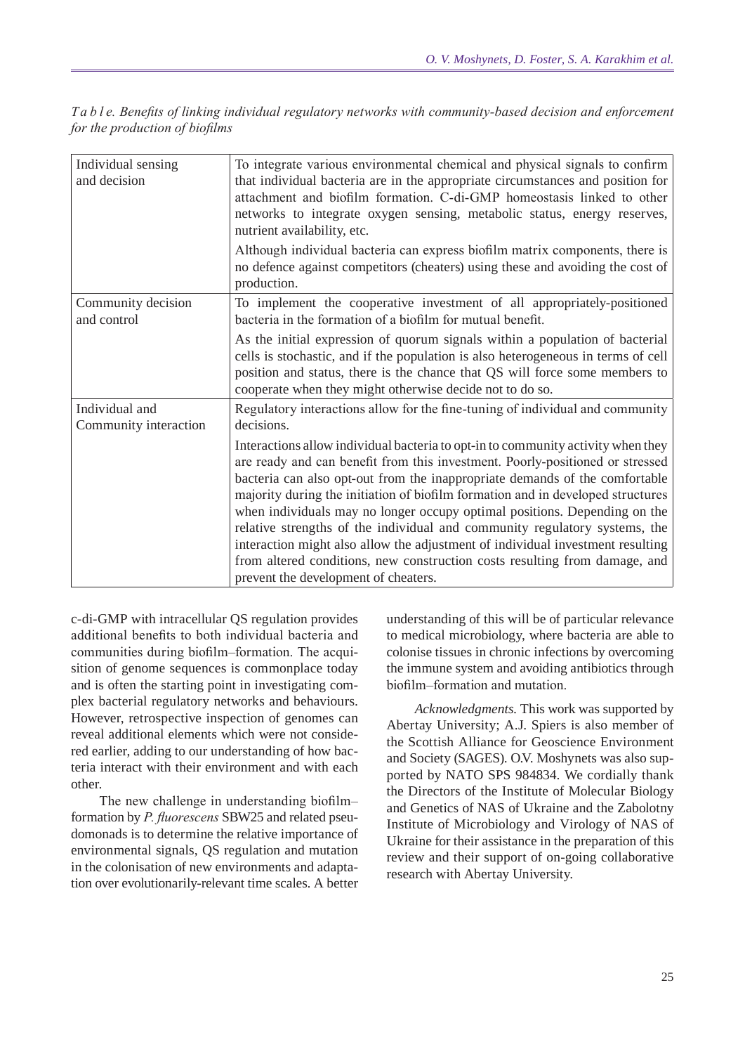*Table. Benefits of linking individual regulatory networks with community-based decision and enforcement for the production of biofilms*

| | |
|---|---|
| Individual sensing and decision | To integrate various environmental chemical and physical signals to confirm that individual bacteria are in the appropriate circumstances and position for attachment and biofilm formation. C-di-GMP homeostasis linked to other networks to integrate oxygen sensing, metabolic status, energy reserves, nutrient availability, etc. |
| | Although individual bacteria can express biofilm matrix components, there is no defence against competitors (cheaters) using these and avoiding the cost of production. |
| Community decision and control | To implement the cooperative investment of all appropriately-positioned bacteria in the formation of a biofilm for mutual benefit. |
| | As the initial expression of quorum signals within a population of bacterial cells is stochastic, and if the population is also heterogeneous in terms of cell position and status, there is the chance that QS will force some members to cooperate when they might otherwise decide not to do so. |
| Individual and Community interaction | Regulatory interactions allow for the fine-tuning of individual and community decisions. |
| | Interactions allow individual bacteria to opt-in to community activity when they are ready and can benefit from this investment. Poorly-positioned or stressed bacteria can also opt-out from the inappropriate demands of the comfortable majority during the initiation of biofilm formation and in developed structures when individuals may no longer occupy optimal positions. Depending on the relative strengths of the individual and community regulatory systems, the interaction might also allow the adjustment of individual investment resulting from altered conditions, new construction costs resulting from damage, and prevent the development of cheaters. |

c-di-GMP with intracellular QS regulation provides additional benefits to both individual bacteria and communities during biofilm–formation. The acquisition of genome sequences is commonplace today and is often the starting point in investigating complex bacterial regulatory networks and behaviours. However, retrospective inspection of genomes can reveal additional elements which were not considered earlier, adding to our understanding of how bacteria interact with their environment and with each other.

The new challenge in understanding biofilm–formation by *P. fluorescens* SBW25 and related pseudomonads is to determine the relative importance of environmental signals, QS regulation and mutation in the colonisation of new environments and adaptation over evolutionarily-relevant time scales. A better understanding of this will be of particular relevance to medical microbiology, where bacteria are able to colonise tissues in chronic infections by overcoming the immune system and avoiding antibiotics through biofilm–formation and mutation.

*Acknowledgments.* This work was supported by Abertay University; A.J. Spiers is also member of the Scottish Alliance for Geoscience Environment and Society (SAGES). O.V. Moshynets was also supported by NATO SPS 984834. We cordially thank the Directors of the Institute of Molecular Biology and Genetics of NAS of Ukraine and the Zabolotny Institute of Microbiology and Virology of NAS of Ukraine for their assistance in the preparation of this review and their support of on-going collaborative research with Abertay University.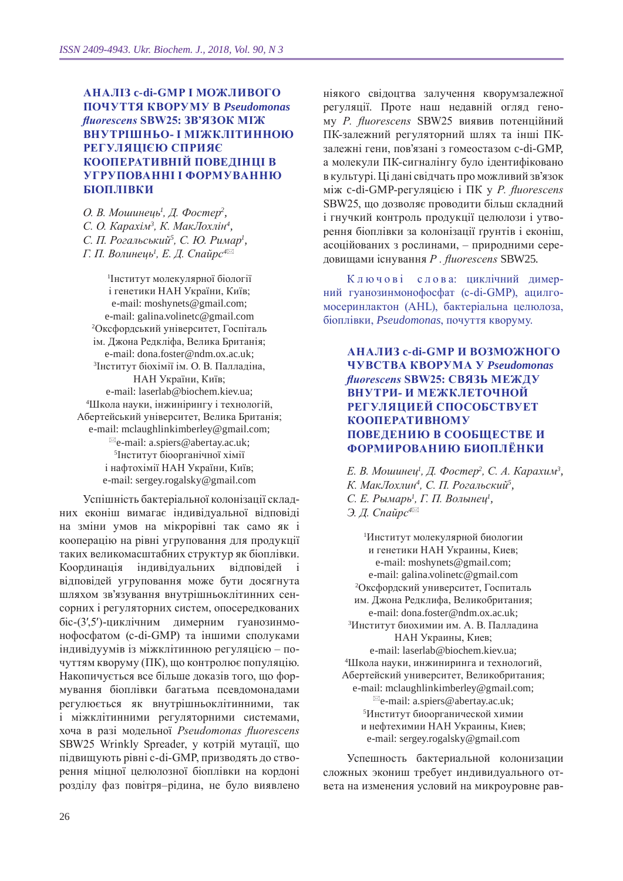## АНАЛІЗ c-di-GMP І МОЖЛИВОГО ПОЧУТТЯ КВОРУМУ В *Pseudomonas fluorescens* SBW25: ЗВ'ЯЗОК МІЖ ВНУТРІШНЬО- І МІЖКЛІТИННОЮ РЕГУЛЯЦІЄЮ СПРИЯЄ КООПЕРАТИВНІЙ ПОВЕДІНЦІ В УГРУПОВАННІ І ФОРМУВАННЮ БІОПЛІВКИ

*О. В. Мошинець[1], Д. Фостер[2], С. О. Карахім[3], К. МакЛохлін[4], С. П. Рогальський[5], С. Ю. Римар[1], Г. П. Волинець[1], Е. Д. Спайрс[4]*✉

[1]Інститут молекулярної біології і генетики НАН України, Київ;
e-mail: moshynets@gmail.com;
e-mail: galina.volinetc@gmail.com
[2]Оксфордський університет, Госпіталь ім. Джона Редкліфа, Велика Британія;
e-mail: dona.foster@ndm.ox.ac.uk;
[3]Інститут біохімії ім. О. В. Палладіна, НАН України, Київ;
e-mail: laserlab@biochem.kiev.ua;
[4]Школа науки, інжинірингу і технологій, Абертейський університет, Велика Британія;
e-mail: mclaughlinkimberley@gmail.com;
✉e-mail: a.spiers@abertay.ac.uk;
[5]Інститут біоорганічної хімії і нафтохімії НАН України, Київ;
e-mail: sergey.rogalsky@gmail.com

Успішність бактеріальної колонізації складних еконіш вимагає індивідуальної відповіді на зміни умов на мікрорівні так само як і кооперацію на рівні угруповання для продукції таких великомасштабних структур як біоплівки. Координація індивідуальних відповідей і відповідей угруповання може бути досягнута шляхом зв'язування внутрішньоклітинних сенсорних і регуляторних систем, опосередкованих біс-(3′,5′)-циклічним димерним гуанозинмонофосфатом (c-di-GMP) та іншими сполуками індивідуумів із міжклітинною регуляцією – почуттям кворуму (ПК), що контролює популяцію. Накопичується все більше доказів того, що формування біоплівки багатьма псевдомонадами регулюється як внутрішньоклітинними, так і міжклітинними регуляторними системами, хоча в разі модельної *Pseudomonas fluorescens* SBW25 Wrinkly Spreader, у котрій мутації, що підвищують рівні c-di-GMP, призводять до створення міцної целюлозної біоплівки на кордоні розділу фаз повітря–рідина, не було виявлено ніякого свідоцтва залучення кворумзалежної регуляції. Проте наш недавній огляд геному *P. fluorescens* SBW25 виявив потенційний ПК-залежний регуляторний шлях та інші ПК-залежні гени, пов'язані з гомеостазом c-di-GMP, а молекули ПК-сигналінгу було ідентифіковано в культурі. Ці дані свідчать про можливий зв'язок між c-di-GMP-регуляцією і ПК у *P. fluorescens* SBW25, що дозволяє проводити більш складний і гнучкий контроль продукції целюлози і утворення біоплівки за колонізації ґрунтів і еконіш, асоційованих з рослинами, – природними середовищами існування *P . fluorescens* SBW25.

Ключові слова: циклічний димерний гуанозинмонофосфат (c-di-GMP), ацилгомосеринлактон (AHL), бактеріальна целюлоза, біоплівки, *Pseudomonas*, почуття кворуму.

## АНАЛИЗ c-di-GMP И ВОЗМОЖНОГО ЧУВСТВА КВОРУМА У *Pseudomonas fluorescens* SBW25: СВЯЗЬ МЕЖДУ ВНУТРИ- И МЕЖКЛЕТОЧНОЙ РЕГУЛЯЦИЕЙ СПОСОБСТВУЕТ КООПЕРАТИВНОМУ ПОВЕДЕНИЮ В СООБЩЕСТВЕ И ФОРМИРОВАНИЮ БИОПЛЁНКИ

*Е. В. Мошинец[1], Д. Фостер[2], С. А. Карахим[3], К. МакЛохлин[4], С. П. Рогальский[5], С. Е. Рымарь[1], Г. П. Волынец[1], Э. Д. Спайрс[4]*✉

[1]Институт молекулярной биологии и генетики НАН Украины, Киев;
e-mail: moshynets@gmail.com;
e-mail: galina.volinetc@gmail.com
[2]Оксфордский университет, Госпиталь им. Джона Редклифа, Великобритания;
e-mail: dona.foster@ndm.ox.ac.uk;
[3]Институт биохимии им. А. В. Палладина НАН Украины, Киев;
e-mail: laserlab@biochem.kiev.ua;
[4]Школа науки, инжиниринга и технологий, Абертейский университет, Великобритания;
e-mail: mclaughlinkimberley@gmail.com;
✉e-mail: a.spiers@abertay.ac.uk;
[5]Институт биоорганической химии и нефтехимии НАН Украины, Киев;
e-mail: sergey.rogalsky@gmail.com

Успешность бактериальной колонизации сложных экониш требует индивидуального ответа на изменения условий на микроуровне рав-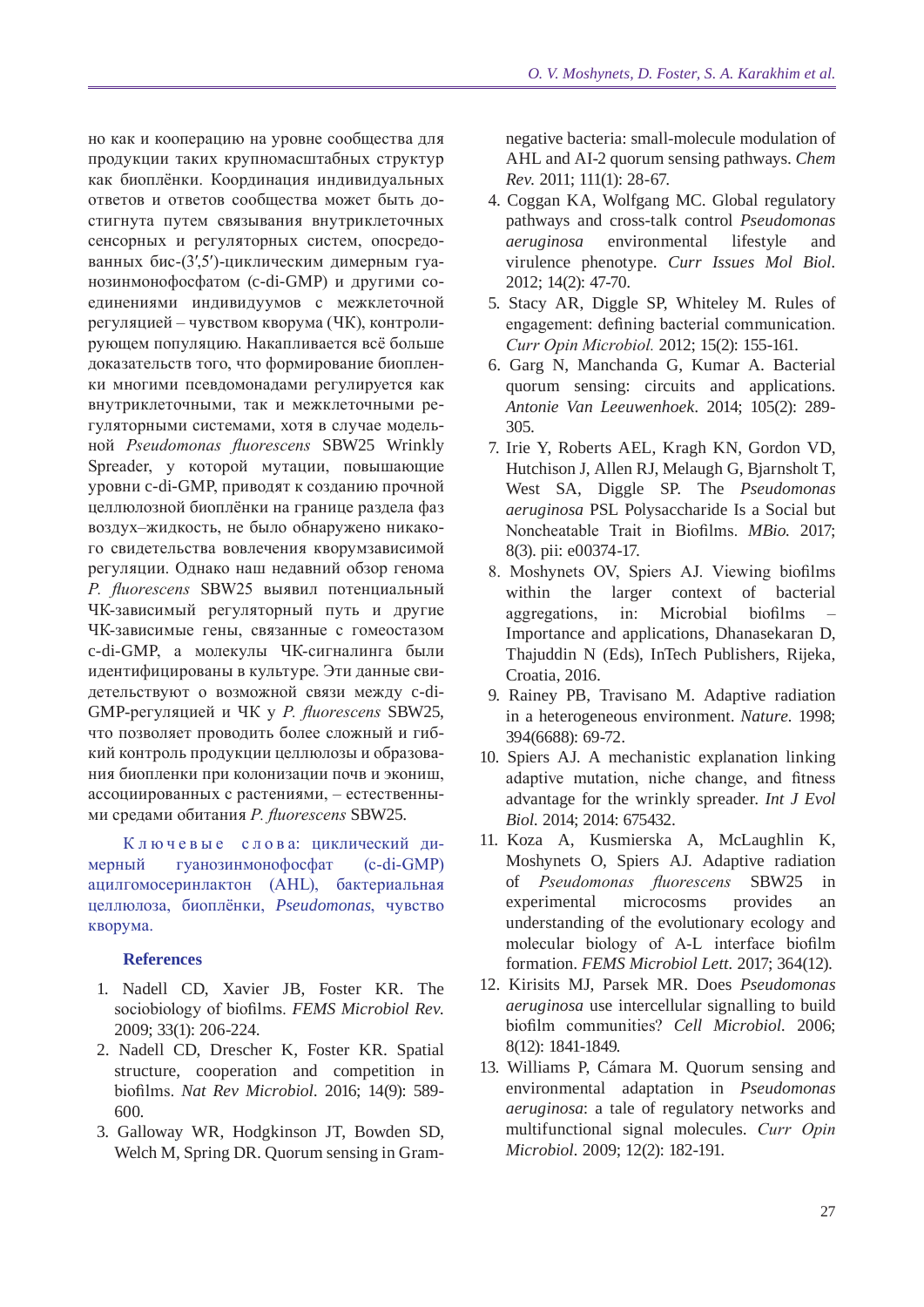но как и кооперацию на уровне сообщества для продукции таких крупномасштабных структур как биоплёнки. Координация индивидуальных ответов и ответов сообщества может быть достигнута путем связывания внутриклеточных сенсорных и регуляторных систем, опосредованных бис-(3′,5′)-циклическим димерным гуанозинмонофосфатом (c-di-GMP) и другими соединениями индивидуумов с межклеточной регуляцией – чувством кворума (ЧК), контролирующем популяцию. Накапливается всё больше доказательств того, что формирование биопленки многими псевдомонадами регулируется как внутриклеточными, так и межклеточными регуляторными системами, хотя в случае модельной *Pseudomonas fluorescens* SBW25 Wrinkly Spreader, у которой мутации, повышающие уровни c-di-GMP, приводят к созданию прочной целлюлозной биоплёнки на границе раздела фаз воздух–жидкость, не было обнаружено никакого свидетельства вовлечения кворумзависимой регуляции. Однако наш недавний обзор генома *P. fluorescens* SBW25 выявил потенциальный ЧК-зависимый регуляторный путь и другие ЧК-зависимые гены, связанные с гомеостазом c-di-GMP, а молекулы ЧК-сигналинга были идентифицированы в культуре. Эти данные свидетельствуют о возможной связи между c-di-GMP-регуляцией и ЧК у *P. fluorescens* SBW25, что позволяет проводить более сложный и гибкий контроль продукции целлюлозы и образования биопленки при колонизации почв и экониш, ассоциированных с растениями, – естественными средами обитания *P. fluorescens* SBW25.

Ключевые слова: циклический димерный гуанозинмонофосфат (c-di-GMP) ацилгомосеринлактон (AHL), бактериальная целлюлоза, биоплёнки, *Pseudomonas*, чувство кворума.

## References

1. Nadell CD, Xavier JB, Foster KR. The sociobiology of biofilms. *FEMS Microbiol Rev.* 2009; 33(1): 206-224.
2. Nadell CD, Drescher K, Foster KR. Spatial structure, cooperation and competition in biofilms. *Nat Rev Microbiol*. 2016; 14(9): 589-600.
3. Galloway WR, Hodgkinson JT, Bowden SD, Welch M, Spring DR. Quorum sensing in Gram-negative bacteria: small-molecule modulation of AHL and AI-2 quorum sensing pathways. *Chem Rev.* 2011; 111(1): 28-67.
4. Coggan KA, Wolfgang MC. Global regulatory pathways and cross-talk control *Pseudomonas aeruginosa* environmental lifestyle and virulence phenotype. *Curr Issues Mol Biol.* 2012; 14(2): 47-70.
5. Stacy AR, Diggle SP, Whiteley M. Rules of engagement: defining bacterial communication. *Curr Opin Microbiol.* 2012; 15(2): 155-161.
6. Garg N, Manchanda G, Kumar A. Bacterial quorum sensing: circuits and applications. *Antonie Van Leeuwenhoek*. 2014; 105(2): 289-305.
7. Irie Y, Roberts AEL, Kragh KN, Gordon VD, Hutchison J, Allen RJ, Melaugh G, Bjarnsholt T, West SA, Diggle SP. The *Pseudomonas aeruginosa* PSL Polysaccharide Is a Social but Noncheatable Trait in Biofilms. *MBio.* 2017; 8(3). pii: e00374-17.
8. Moshynets OV, Spiers AJ. Viewing biofilms within the larger context of bacterial aggregations, in: Microbial biofilms – Importance and applications, Dhanasekaran D, Thajuddin N (Eds), InTech Publishers, Rijeka, Croatia, 2016.
9. Rainey PB, Travisano M. Adaptive radiation in a heterogeneous environment. *Nature.* 1998; 394(6688): 69-72.
10. Spiers AJ. A mechanistic explanation linking adaptive mutation, niche change, and fitness advantage for the wrinkly spreader. *Int J Evol Biol.* 2014; 2014: 675432.
11. Koza A, Kusmierska A, McLaughlin K, Moshynets O, Spiers AJ. Adaptive radiation of *Pseudomonas fluorescens* SBW25 in experimental microcosms provides an understanding of the evolutionary ecology and molecular biology of A-L interface biofilm formation. *FEMS Microbiol Lett.* 2017; 364(12).
12. Kirisits MJ, Parsek MR. Does *Pseudomonas aeruginosa* use intercellular signalling to build biofilm communities? *Cell Microbiol.* 2006; 8(12): 1841-1849.
13. Williams P, Cámara M. Quorum sensing and environmental adaptation in *Pseudomonas aeruginosa*: a tale of regulatory networks and multifunctional signal molecules. *Curr Opin Microbiol.* 2009; 12(2): 182-191.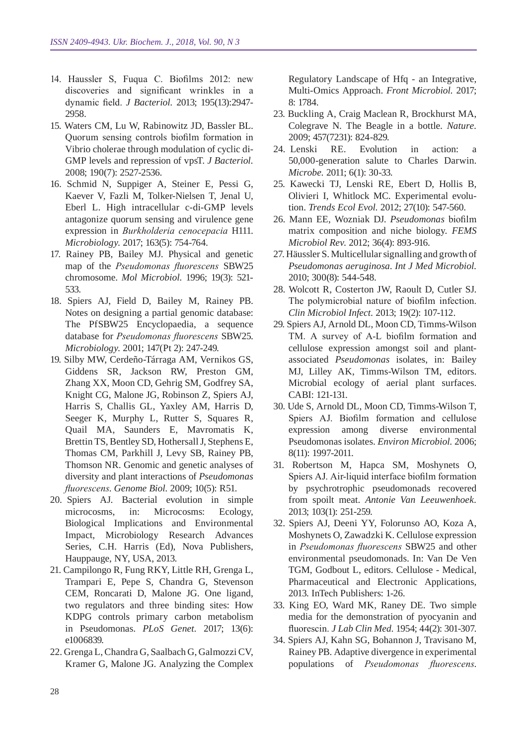14. Haussler S, Fuqua C. Biofilms 2012: new discoveries and significant wrinkles in a dynamic field. *J Bacteriol.* 2013; 195(13):2947-2958.
15. Waters CM, Lu W, Rabinowitz JD, Bassler BL. Quorum sensing controls biofilm formation in Vibrio cholerae through modulation of cyclic di-GMP levels and repression of vpsT. *J Bacteriol.* 2008; 190(7): 2527-2536.
16. Schmid N, Suppiger A, Steiner E, Pessi G, Kaever V, Fazli M, Tolker-Nielsen T, Jenal U, Eberl L. High intracellular c-di-GMP levels antagonize quorum sensing and virulence gene expression in *Burkholderia cenocepacia* H111. *Microbiology.* 2017; 163(5): 754-764.
17. Rainey PB, Bailey MJ. Physical and genetic map of the *Pseudomonas fluorescens* SBW25 chromosome. *Mol Microbiol.* 1996; 19(3): 521-533.
18. Spiers AJ, Field D, Bailey M, Rainey PB. Notes on designing a partial genomic database: The PfSBW25 Encyclopaedia, a sequence database for *Pseudomonas fluorescens* SBW25. *Microbiology.* 2001; 147(Pt 2): 247-249.
19. Silby MW, Cerdeño-Tárraga AM, Vernikos GS, Giddens SR, Jackson RW, Preston GM, Zhang XX, Moon CD, Gehrig SM, Godfrey SA, Knight CG, Malone JG, Robinson Z, Spiers AJ, Harris S, Challis GL, Yaxley AM, Harris D, Seeger K, Murphy L, Rutter S, Squares R, Quail MA, Saunders E, Mavromatis K, Brettin TS, Bentley SD, Hothersall J, Stephens E, Thomas CM, Parkhill J, Levy SB, Rainey PB, Thomson NR. Genomic and genetic analyses of diversity and plant interactions of *Pseudomonas fluorescens*. *Genome Biol.* 2009; 10(5): R51.
20. Spiers AJ. Bacterial evolution in simple microcosms, in: Microcosms: Ecology, Biological Implications and Environmental Impact, Microbiology Research Advances Series, C.H. Harris (Ed), Nova Publishers, Hauppauge, NY, USA, 2013.
21. Campilongo R, Fung RKY, Little RH, Grenga L, Trampari E, Pepe S, Chandra G, Stevenson CEM, Roncarati D, Malone JG. One ligand, two regulators and three binding sites: How KDPG controls primary carbon metabolism in Pseudomonas. *PLoS Genet.* 2017; 13(6): e1006839.
22. Grenga L, Chandra G, Saalbach G, Galmozzi CV, Kramer G, Malone JG. Analyzing the Complex Regulatory Landscape of Hfq - an Integrative, Multi-Omics Approach. *Front Microbiol.* 2017; 8: 1784.
23. Buckling A, Craig Maclean R, Brockhurst MA, Colegrave N. The Beagle in a bottle. *Nature.* 2009; 457(7231): 824-829.
24. Lenski RE. Evolution in action: a 50,000-generation salute to Charles Darwin. *Microbe.* 2011; 6(1): 30-33.
25. Kawecki TJ, Lenski RE, Ebert D, Hollis B, Olivieri I, Whitlock MC. Experimental evolution. *Trends Ecol Evol.* 2012; 27(10): 547-560.
26. Mann EE, Wozniak DJ. *Pseudomonas* biofilm matrix composition and niche biology. *FEMS Microbiol Rev.* 2012; 36(4): 893-916.
27. Häussler S. Multicellular signalling and growth of *Pseudomonas aeruginosa*. *Int J Med Microbiol.* 2010; 300(8): 544-548.
28. Wolcott R, Costerton JW, Raoult D, Cutler SJ. The polymicrobial nature of biofilm infection. *Clin Microbiol Infect.* 2013; 19(2): 107-112.
29. Spiers AJ, Arnold DL, Moon CD, Timms-Wilson TM. A survey of A-L biofilm formation and cellulose expression amongst soil and plant-associated *Pseudomonas* isolates, in: Bailey MJ, Lilley AK, Timms-Wilson TM, editors. Microbial ecology of aerial plant surfaces. CABI: 121-131.
30. Ude S, Arnold DL, Moon CD, Timms-Wilson T, Spiers AJ. Biofilm formation and cellulose expression among diverse environmental Pseudomonas isolates. *Environ Microbiol.* 2006; 8(11): 1997-2011.
31. Robertson M, Hapca SM, Moshynets O, Spiers AJ. Air-liquid interface biofilm formation by psychrotrophic pseudomonads recovered from spoilt meat. *Antonie Van Leeuwenhoek.* 2013; 103(1): 251-259.
32. Spiers AJ, Deeni YY, Folorunso AO, Koza A, Moshynets O, Zawadzki K. Cellulose expression in *Pseudomonas fluorescens* SBW25 and other environmental pseudomonads. In: Van De Ven TGM, Godbout L, editors. Cellulose - Medical, Pharmaceutical and Electronic Applications, 2013. InTech Publishers: 1-26.
33. King EO, Ward MK, Raney DE. Two simple media for the demonstration of pyocyanin and fluorescin. *J Lab Clin Med.* 1954; 44(2): 301-307.
34. Spiers AJ, Kahn SG, Bohannon J, Travisano M, Rainey PB. Adaptive divergence in experimental populations of *Pseudomonas fluorescens*.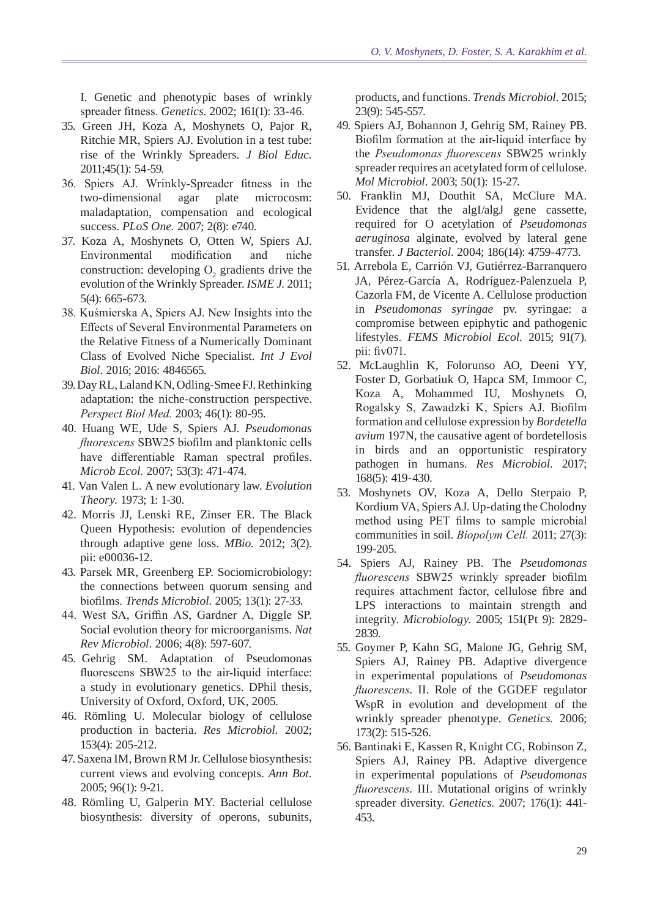I. Genetic and phenotypic bases of wrinkly spreader fitness. *Genetics.* 2002; 161(1): 33-46.

35. Green JH, Koza A, Moshynets O, Pajor R, Ritchie MR, Spiers AJ. Evolution in a test tube: rise of the Wrinkly Spreaders. *J Biol Educ.* 2011;45(1): 54-59.
36. Spiers AJ. Wrinkly-Spreader fitness in the two-dimensional agar plate microcosm: maladaptation, compensation and ecological success. *PLoS One.* 2007; 2(8): e740.
37. Koza A, Moshynets O, Otten W, Spiers AJ. Environmental modification and niche construction: developing $O_2$ gradients drive the evolution of the Wrinkly Spreader. *ISME J.* 2011; 5(4): 665-673.
38. Kuśmierska A, Spiers AJ. New Insights into the Effects of Several Environmental Parameters on the Relative Fitness of a Numerically Dominant Class of Evolved Niche Specialist. *Int J Evol Biol*. 2016; 2016: 4846565.
39. Day RL, Laland KN, Odling-Smee FJ. Rethinking adaptation: the niche-construction perspective. *Perspect Biol Med.* 2003; 46(1): 80-95.
40. Huang WE, Ude S, Spiers AJ. *Pseudomonas fluorescens* SBW25 biofilm and planktonic cells have differentiable Raman spectral profiles. *Microb Ecol.* 2007; 53(3): 471-474.
41. Van Valen L. A new evolutionary law. *Evolution Theory.* 1973; 1: 1-30.
42. Morris JJ, Lenski RE, Zinser ER. The Black Queen Hypothesis: evolution of dependencies through adaptive gene loss. *MBio.* 2012; 3(2). pii: e00036-12.
43. Parsek MR, Greenberg EP. Sociomicrobiology: the connections between quorum sensing and biofilms. *Trends Microbiol.* 2005; 13(1): 27-33.
44. West SA, Griffin AS, Gardner A, Diggle SP. Social evolution theory for microorganisms. *Nat Rev Microbiol*. 2006; 4(8): 597-607.
45. Gehrig SM. Adaptation of Pseudomonas fluorescens SBW25 to the air-liquid interface: a study in evolutionary genetics. DPhil thesis, University of Oxford, Oxford, UK, 2005.
46. Römling U. Molecular biology of cellulose production in bacteria. *Res Microbiol.* 2002; 153(4): 205-212.
47. Saxena IM, Brown RM Jr. Cellulose biosynthesis: current views and evolving concepts. *Ann Bot.* 2005; 96(1): 9-21.
48. Römling U, Galperin MY. Bacterial cellulose biosynthesis: diversity of operons, subunits, products, and functions. *Trends Microbiol.* 2015; 23(9): 545-557.
49. Spiers AJ, Bohannon J, Gehrig SM, Rainey PB. Biofilm formation at the air-liquid interface by the *Pseudomonas fluorescens* SBW25 wrinkly spreader requires an acetylated form of cellulose. *Mol Microbiol.* 2003; 50(1): 15-27.
50. Franklin MJ, Douthit SA, McClure MA. Evidence that the algI/algJ gene cassette, required for O acetylation of *Pseudomonas aeruginosa* alginate, evolved by lateral gene transfer. *J Bacteriol.* 2004; 186(14): 4759-4773.
51. Arrebola E, Carrión VJ, Gutiérrez-Barranquero JA, Pérez-García A, Rodríguez-Palenzuela P, Cazorla FM, de Vicente A. Cellulose production in *Pseudomonas syringae* pv. syringae: a compromise between epiphytic and pathogenic lifestyles. *FEMS Microbiol Ecol.* 2015; 91(7). pii: fiv071.
52. McLaughlin K, Folorunso AO, Deeni YY, Foster D, Gorbatiuk O, Hapca SM, Immoor C, Koza A, Mohammed IU, Moshynets O, Rogalsky S, Zawadzki K, Spiers AJ. Biofilm formation and cellulose expression by *Bordetella avium* 197N, the causative agent of bordetellosis in birds and an opportunistic respiratory pathogen in humans. *Res Microbiol.* 2017; 168(5): 419-430.
53. Moshynets OV, Koza A, Dello Sterpaio P, Kordium VA, Spiers AJ. Up-dating the Cholodny method using PET films to sample microbial communities in soil. *Biopolym Cell.* 2011; 27(3): 199-205.
54. Spiers AJ, Rainey PB. The *Pseudomonas fluorescens* SBW25 wrinkly spreader biofilm requires attachment factor, cellulose fibre and LPS interactions to maintain strength and integrity. *Microbiology.* 2005; 151(Pt 9): 2829-2839.
55. Goymer P, Kahn SG, Malone JG, Gehrig SM, Spiers AJ, Rainey PB. Adaptive divergence in experimental populations of *Pseudomonas fluorescens*. II. Role of the GGDEF regulator WspR in evolution and development of the wrinkly spreader phenotype. *Genetics.* 2006; 173(2): 515-526.
56. Bantinaki E, Kassen R, Knight CG, Robinson Z, Spiers AJ, Rainey PB. Adaptive divergence in experimental populations of *Pseudomonas fluorescens*. III. Mutational origins of wrinkly spreader diversity. *Genetics.* 2007; 176(1): 441-453.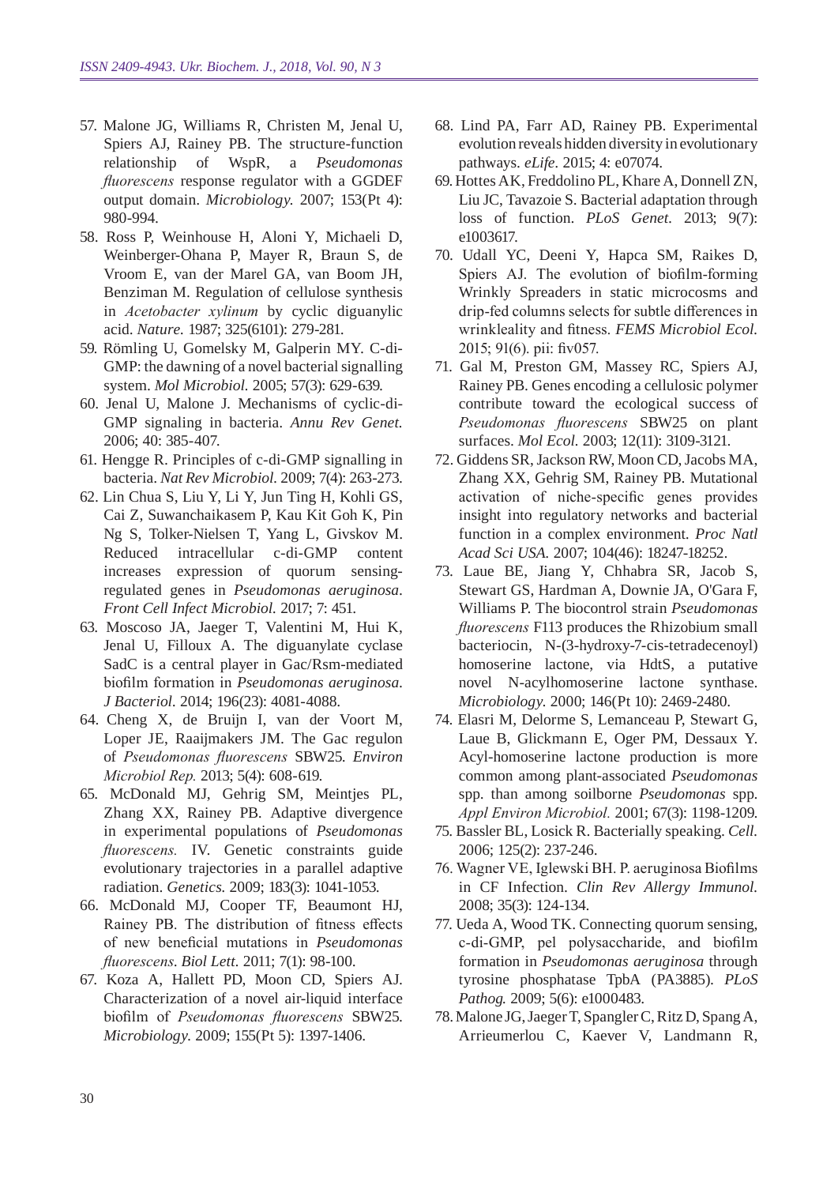57. Malone JG, Williams R, Christen M, Jenal U, Spiers AJ, Rainey PB. The structure-function relationship of WspR, a *Pseudomonas fluorescens* response regulator with a GGDEF output domain. *Microbiology.* 2007; 153(Pt 4): 980-994.
58. Ross P, Weinhouse H, Aloni Y, Michaeli D, Weinberger-Ohana P, Mayer R, Braun S, de Vroom E, van der Marel GA, van Boom JH, Benziman M. Regulation of cellulose synthesis in *Acetobacter xylinum* by cyclic diguanylic acid. *Nature.* 1987; 325(6101): 279-281.
59. Römling U, Gomelsky M, Galperin MY. C-di-GMP: the dawning of a novel bacterial signalling system. *Mol Microbiol.* 2005; 57(3): 629-639.
60. Jenal U, Malone J. Mechanisms of cyclic-di-GMP signaling in bacteria. *Annu Rev Genet.* 2006; 40: 385-407.
61. Hengge R. Principles of c-di-GMP signalling in bacteria. *Nat Rev Microbiol.* 2009; 7(4): 263-273.
62. Lin Chua S, Liu Y, Li Y, Jun Ting H, Kohli GS, Cai Z, Suwanchaikasem P, Kau Kit Goh K, Pin Ng S, Tolker-Nielsen T, Yang L, Givskov M. Reduced intracellular c-di-GMP content increases expression of quorum sensing-regulated genes in *Pseudomonas aeruginosa*. *Front Cell Infect Microbiol.* 2017; 7: 451.
63. Moscoso JA, Jaeger T, Valentini M, Hui K, Jenal U, Filloux A. The diguanylate cyclase SadC is a central player in Gac/Rsm-mediated biofilm formation in *Pseudomonas aeruginosa*. *J Bacteriol.* 2014; 196(23): 4081-4088.
64. Cheng X, de Bruijn I, van der Voort M, Loper JE, Raaijmakers JM. The Gac regulon of *Pseudomonas fluorescens* SBW25. *Environ Microbiol Rep.* 2013; 5(4): 608-619.
65. McDonald MJ, Gehrig SM, Meintjes PL, Zhang XX, Rainey PB. Adaptive divergence in experimental populations of *Pseudomonas fluorescens.* IV. Genetic constraints guide evolutionary trajectories in a parallel adaptive radiation. *Genetics.* 2009; 183(3): 1041-1053.
66. McDonald MJ, Cooper TF, Beaumont HJ, Rainey PB. The distribution of fitness effects of new beneficial mutations in *Pseudomonas fluorescens*. *Biol Lett.* 2011; 7(1): 98-100.
67. Koza A, Hallett PD, Moon CD, Spiers AJ. Characterization of a novel air-liquid interface biofilm of *Pseudomonas fluorescens* SBW25. *Microbiology.* 2009; 155(Pt 5): 1397-1406.
68. Lind PA, Farr AD, Rainey PB. Experimental evolution reveals hidden diversity in evolutionary pathways. *eLife.* 2015; 4: e07074.
69. Hottes AK, Freddolino PL, Khare A, Donnell ZN, Liu JC, Tavazoie S. Bacterial adaptation through loss of function. *PLoS Genet.* 2013; 9(7): e1003617.
70. Udall YC, Deeni Y, Hapca SM, Raikes D, Spiers AJ. The evolution of biofilm-forming Wrinkly Spreaders in static microcosms and drip-fed columns selects for subtle differences in wrinkleality and fitness. *FEMS Microbiol Ecol.* 2015; 91(6). pii: fiv057.
71. Gal M, Preston GM, Massey RC, Spiers AJ, Rainey PB. Genes encoding a cellulosic polymer contribute toward the ecological success of *Pseudomonas fluorescens* SBW25 on plant surfaces. *Mol Ecol.* 2003; 12(11): 3109-3121.
72. Giddens SR, Jackson RW, Moon CD, Jacobs MA, Zhang XX, Gehrig SM, Rainey PB. Mutational activation of niche-specific genes provides insight into regulatory networks and bacterial function in a complex environment. *Proc Natl Acad Sci USA.* 2007; 104(46): 18247-18252.
73. Laue BE, Jiang Y, Chhabra SR, Jacob S, Stewart GS, Hardman A, Downie JA, O'Gara F, Williams P. The biocontrol strain *Pseudomonas fluorescens* F113 produces the Rhizobium small bacteriocin, N-(3-hydroxy-7-cis-tetradecenoyl) homoserine lactone, via HdtS, a putative novel N-acylhomoserine lactone synthase. *Microbiology.* 2000; 146(Pt 10): 2469-2480.
74. Elasri M, Delorme S, Lemanceau P, Stewart G, Laue B, Glickmann E, Oger PM, Dessaux Y. Acyl-homoserine lactone production is more common among plant-associated *Pseudomonas* spp. than among soilborne *Pseudomonas* spp. *Appl Environ Microbiol.* 2001; 67(3): 1198-1209.
75. Bassler BL, Losick R. Bacterially speaking. *Cell.* 2006; 125(2): 237-246.
76. Wagner VE, Iglewski BH. P. aeruginosa Biofilms in CF Infection. *Clin Rev Allergy Immunol.* 2008; 35(3): 124-134.
77. Ueda A, Wood TK. Connecting quorum sensing, c-di-GMP, pel polysaccharide, and biofilm formation in *Pseudomonas aeruginosa* through tyrosine phosphatase TpbA (PA3885). *PLoS Pathog.* 2009; 5(6): e1000483.
78. Malone JG, Jaeger T, Spangler C, Ritz D, Spang A, Arrieumerlou C, Kaever V, Landmann R,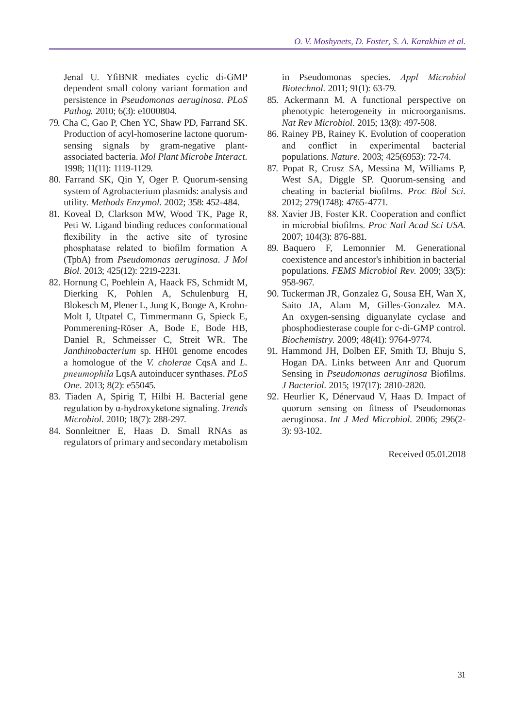Jenal U. YfiBNR mediates cyclic di-GMP dependent small colony variant formation and persistence in *Pseudomonas aeruginosa*. *PLoS Pathog.* 2010; 6(3): e1000804.

79. Cha C, Gao P, Chen YC, Shaw PD, Farrand SK. Production of acyl-homoserine lactone quorum-sensing signals by gram-negative plant-associated bacteria. *Mol Plant Microbe Interact.* 1998; 11(11): 1119-1129.
80. Farrand SK, Qin Y, Oger P. Quorum-sensing system of Agrobacterium plasmids: analysis and utility. *Methods Enzymol.* 2002; 358: 452-484.
81. Koveal D, Clarkson MW, Wood TK, Page R, Peti W. Ligand binding reduces conformational flexibility in the active site of tyrosine phosphatase related to biofilm formation A (TpbA) from *Pseudomonas aeruginosa*. *J Mol Biol.* 2013; 425(12): 2219-2231.
82. Hornung C, Poehlein A, Haack FS, Schmidt M, Dierking K, Pohlen A, Schulenburg H, Blokesch M, Plener L, Jung K, Bonge A, Krohn-Molt I, Utpatel C, Timmermann G, Spieck E, Pommerening-Röser A, Bode E, Bode HB, Daniel R, Schmeisser C, Streit WR. The *Janthinobacterium* sp. HH01 genome encodes a homologue of the *V. cholerae* CqsA and *L. pneumophila* LqsA autoinducer synthases. *PLoS One.* 2013; 8(2): e55045.
83. Tiaden A, Spirig T, Hilbi H. Bacterial gene regulation by α-hydroxyketone signaling. *Trends Microbiol.* 2010; 18(7): 288-297.
84. Sonnleitner E, Haas D. Small RNAs as regulators of primary and secondary metabolism in Pseudomonas species. *Appl Microbiol Biotechnol.* 2011; 91(1): 63-79.
85. Ackermann M. A functional perspective on phenotypic heterogeneity in microorganisms. *Nat Rev Microbiol.* 2015; 13(8): 497-508.
86. Rainey PB, Rainey K. Evolution of cooperation and conflict in experimental bacterial populations. *Nature.* 2003; 425(6953): 72-74.
87. Popat R, Crusz SA, Messina M, Williams P, West SA, Diggle SP. Quorum-sensing and cheating in bacterial biofilms. *Proc Biol Sci.* 2012; 279(1748): 4765-4771.
88. Xavier JB, Foster KR. Cooperation and conflict in microbial biofilms. *Proc Natl Acad Sci USA.* 2007; 104(3): 876-881.
89. Baquero F, Lemonnier M. Generational coexistence and ancestor's inhibition in bacterial populations. *FEMS Microbiol Rev.* 2009; 33(5): 958-967.
90. Tuckerman JR, Gonzalez G, Sousa EH, Wan X, Saito JA, Alam M, Gilles-Gonzalez MA. An oxygen-sensing diguanylate cyclase and phosphodiesterase couple for c-di-GMP control. *Biochemistry.* 2009; 48(41): 9764-9774.
91. Hammond JH, Dolben EF, Smith TJ, Bhuju S, Hogan DA. Links between Anr and Quorum Sensing in *Pseudomonas aeruginosa* Biofilms. *J Bacteriol.* 2015; 197(17): 2810-2820.
92. Heurlier K, Dénervaud V, Haas D. Impact of quorum sensing on fitness of Pseudomonas aeruginosa. *Int J Med Microbiol.* 2006; 296(2-3): 93-102.

Received 05.01.2018